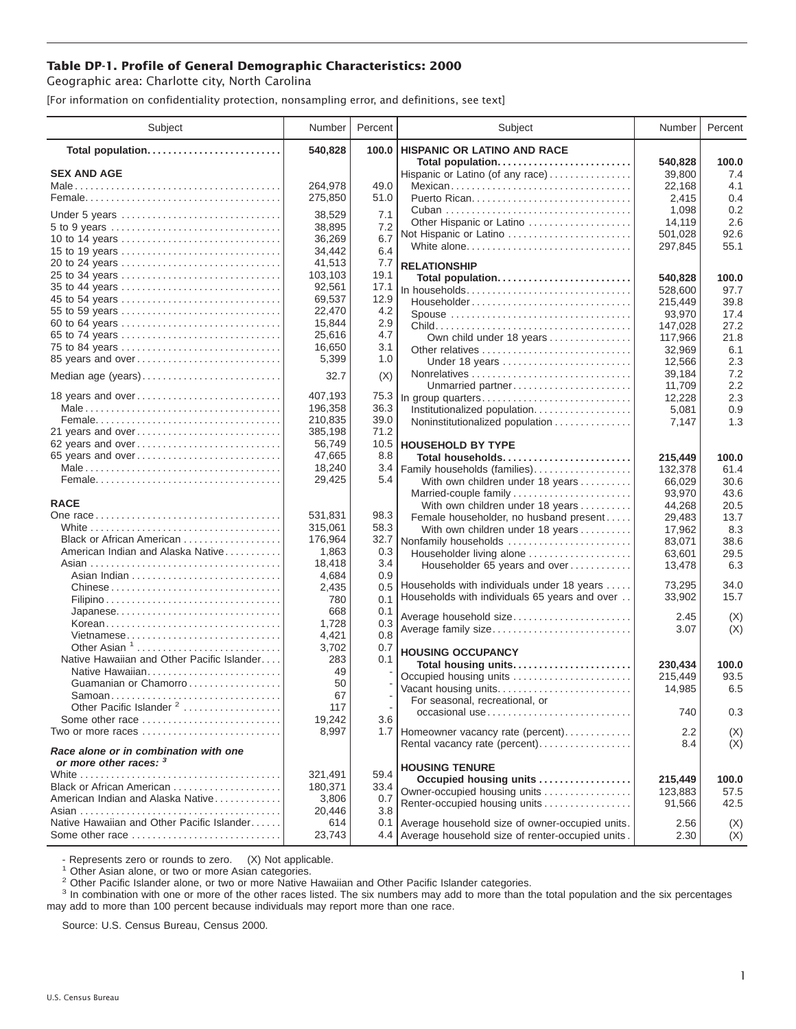# Table DP-1. Profile of General Demographic Characteristics: 2000

Geographic area: Charlotte city, North Carolina

[For information on confidentiality protection, nonsampling error, and definitions, see text]

| Subject | Number | Percent | Subject | Number | Percent |
|---|---|---|---|---|---|
| **Total population** | **540,828** | **100.0** | **HISPANIC OR LATINO AND RACE** | | |
| | | | **Total population** | **540,828** | **100.0** |
| **SEX AND AGE** | | | Hispanic or Latino (of any race) | 39,800 | 7.4 |
| Male | 264,978 | 49.0 | Mexican | 22,168 | 4.1 |
| Female | 275,850 | 51.0 | Puerto Rican | 2,415 | 0.4 |
| Under 5 years | 38,529 | 7.1 | Cuban | 1,098 | 0.2 |
| 5 to 9 years | 38,895 | 7.2 | Other Hispanic or Latino | 14,119 | 2.6 |
| 10 to 14 years | 36,269 | 6.7 | Not Hispanic or Latino | 501,028 | 92.6 |
| 15 to 19 years | 34,442 | 6.4 | White alone | 297,845 | 55.1 |
| 20 to 24 years | 41,513 | 7.7 | **RELATIONSHIP** | | |
| 25 to 34 years | 103,103 | 19.1 | **Total population** | **540,828** | **100.0** |
| 35 to 44 years | 92,561 | 17.1 | In households | 528,600 | 97.7 |
| 45 to 54 years | 69,537 | 12.9 | Householder | 215,449 | 39.8 |
| 55 to 59 years | 22,470 | 4.2 | Spouse | 93,970 | 17.4 |
| 60 to 64 years | 15,844 | 2.9 | Child | 147,028 | 27.2 |
| 65 to 74 years | 25,616 | 4.7 | Own child under 18 years | 117,966 | 21.8 |
| 75 to 84 years | 16,650 | 3.1 | Other relatives | 32,969 | 6.1 |
| 85 years and over | 5,399 | 1.0 | Under 18 years | 12,566 | 2.3 |
| Median age (years) | 32.7 | (X) | Nonrelatives | 39,184 | 7.2 |
| | | | Unmarried partner | 11,709 | 2.2 |
| 18 years and over | 407,193 | 75.3 | In group quarters | 12,228 | 2.3 |
| Male | 196,358 | 36.3 | Institutionalized population | 5,081 | 0.9 |
| Female | 210,835 | 39.0 | Noninstitutionalized population | 7,147 | 1.3 |
| 21 years and over | 385,198 | 71.2 | | | |
| 62 years and over | 56,749 | 10.5 | **HOUSEHOLD BY TYPE** | | |
| 65 years and over | 47,665 | 8.8 | **Total households** | **215,449** | **100.0** |
| Male | 18,240 | 3.4 | Family households (families) | 132,378 | 61.4 |
| Female | 29,425 | 5.4 | With own children under 18 years | 66,029 | 30.6 |
| | | | Married-couple family | 93,970 | 43.6 |
| **RACE** | | | With own children under 18 years | 44,268 | 20.5 |
| One race | 531,831 | 98.3 | Female householder, no husband present | 29,483 | 13.7 |
| White | 315,061 | 58.3 | With own children under 18 years | 17,962 | 8.3 |
| Black or African American | 176,964 | 32.7 | Nonfamily households | 83,071 | 38.6 |
| American Indian and Alaska Native | 1,863 | 0.3 | Householder living alone | 63,601 | 29.5 |
| Asian | 18,418 | 3.4 | Householder 65 years and over | 13,478 | 6.3 |
| Asian Indian | 4,684 | 0.9 | | | |
| Chinese | 2,435 | 0.5 | Households with individuals under 18 years | 73,295 | 34.0 |
| Filipino | 780 | 0.1 | Households with individuals 65 years and over | 33,902 | 15.7 |
| Japanese | 668 | 0.1 | | | |
| Korean | 1,728 | 0.3 | Average household size | 2.45 | (X) |
| Vietnamese | 4,421 | 0.8 | Average family size | 3.07 | (X) |
| Other Asian [1] | 3,702 | 0.7 | | | |
| Native Hawaiian and Other Pacific Islander | 283 | 0.1 | **HOUSING OCCUPANCY** | | |
| Native Hawaiian | 49 | - | **Total housing units** | **230,434** | **100.0** |
| Guamanian or Chamorro | 50 | - | Occupied housing units | 215,449 | 93.5 |
| Samoan | 67 | - | Vacant housing units | 14,985 | 6.5 |
| Other Pacific Islander [2] | 117 | - | For seasonal, recreational, or occasional use | 740 | 0.3 |
| Some other race | 19,242 | 3.6 | | | |
| Two or more races | 8,997 | 1.7 | Homeowner vacancy rate (percent) | 2.2 | (X) |
| | | | Rental vacancy rate (percent) | 8.4 | (X) |
| ***Race alone or in combination with one or more other races:*** [3] | | | | | |
| | | | **HOUSING TENURE** | | |
| White | 321,491 | 59.4 | **Occupied housing units** | **215,449** | **100.0** |
| Black or African American | 180,371 | 33.4 | Owner-occupied housing units | 123,883 | 57.5 |
| American Indian and Alaska Native | 3,806 | 0.7 | Renter-occupied housing units | 91,566 | 42.5 |
| Asian | 20,446 | 3.8 | | | |
| Native Hawaiian and Other Pacific Islander | 614 | 0.1 | Average household size of owner-occupied units | 2.56 | (X) |
| Some other race | 23,743 | 4.4 | Average household size of renter-occupied units | 2.30 | (X) |

- Represents zero or rounds to zero. (X) Not applicable.

[1] Other Asian alone, or two or more Asian categories.

[2] Other Pacific Islander alone, or two or more Native Hawaiian and Other Pacific Islander categories.

[3] In combination with one or more of the other races listed. The six numbers may add to more than the total population and the six percentages may add to more than 100 percent because individuals may report more than one race.

Source: U.S. Census Bureau, Census 2000.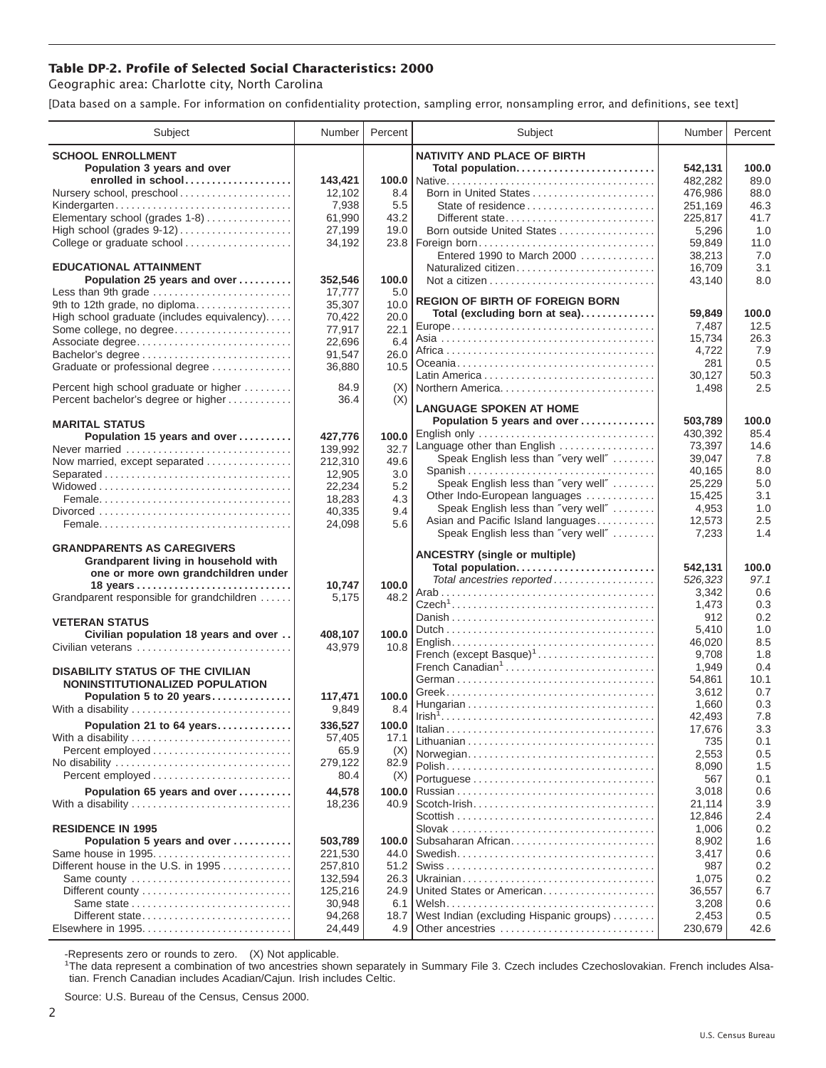### Table DP-2. Profile of Selected Social Characteristics: 2000

Geographic area: Charlotte city, North Carolina

[Data based on a sample. For information on confidentiality protection, sampling error, nonsampling error, and definitions, see text]

| Subject | Number | Percent |
|---|---|---|
| **SCHOOL ENROLLMENT** | | |
| **Population 3 years and over enrolled in school** | **143,421** | **100.0** |
| Nursery school, preschool | 12,102 | 8.4 |
| Kindergarten | 7,938 | 5.5 |
| Elementary school (grades 1-8) | 61,990 | 43.2 |
| High school (grades 9-12) | 27,199 | 19.0 |
| College or graduate school | 34,192 | 23.8 |
| **EDUCATIONAL ATTAINMENT** | | |
| **Population 25 years and over** | **352,546** | **100.0** |
| Less than 9th grade | 17,777 | 5.0 |
| 9th to 12th grade, no diploma | 35,307 | 10.0 |
| High school graduate (includes equivalency) | 70,422 | 20.0 |
| Some college, no degree | 77,917 | 22.1 |
| Associate degree | 22,696 | 6.4 |
| Bachelor's degree | 91,547 | 26.0 |
| Graduate or professional degree | 36,880 | 10.5 |
| Percent high school graduate or higher | 84.9 | (X) |
| Percent bachelor's degree or higher | 36.4 | (X) |
| **MARITAL STATUS** | | |
| **Population 15 years and over** | **427,776** | **100.0** |
| Never married | 139,992 | 32.7 |
| Now married, except separated | 212,310 | 49.6 |
| Separated | 12,905 | 3.0 |
| Widowed | 22,234 | 5.2 |
| Female | 18,283 | 4.3 |
| Divorced | 40,335 | 9.4 |
| Female | 24,098 | 5.6 |
| **GRANDPARENTS AS CAREGIVERS** | | |
| **Grandparent living in household with one or more own grandchildren under 18 years** | **10,747** | **100.0** |
| Grandparent responsible for grandchildren | 5,175 | 48.2 |
| **VETERAN STATUS** | | |
| **Civilian population 18 years and over** | **408,107** | **100.0** |
| Civilian veterans | 43,979 | 10.8 |
| **DISABILITY STATUS OF THE CIVILIAN NONINSTITUTIONALIZED POPULATION** | | |
| **Population 5 to 20 years** | **117,471** | **100.0** |
| With a disability | 9,849 | 8.4 |
| **Population 21 to 64 years** | **336,527** | **100.0** |
| With a disability | 57,405 | 17.1 |
| Percent employed | 65.9 | (X) |
| No disability | 279,122 | 82.9 |
| Percent employed | 80.4 | (X) |
| **Population 65 years and over** | **44,578** | **100.0** |
| With a disability | 18,236 | 40.9 |
| **RESIDENCE IN 1995** | | |
| **Population 5 years and over** | **503,789** | **100.0** |
| Same house in 1995 | 221,530 | 44.0 |
| Different house in the U.S. in 1995 | 257,810 | 51.2 |
| Same county | 132,594 | 26.3 |
| Different county | 125,216 | 24.9 |
| Same state | 30,948 | 6.1 |
| Different state | 94,268 | 18.7 |
| Elsewhere in 1995 | 24,449 | 4.9 |
| **NATIVITY AND PLACE OF BIRTH** | | |
| **Total population** | **542,131** | **100.0** |
| Native | 482,282 | 89.0 |
| Born in United States | 476,986 | 88.0 |
| State of residence | 251,169 | 46.3 |
| Different state | 225,817 | 41.7 |
| Born outside United States | 5,296 | 1.0 |
| Foreign born | 59,849 | 11.0 |
| Entered 1990 to March 2000 | 38,213 | 7.0 |
| Naturalized citizen | 16,709 | 3.1 |
| Not a citizen | 43,140 | 8.0 |
| **REGION OF BIRTH OF FOREIGN BORN** | | |
| **Total (excluding born at sea)** | **59,849** | **100.0** |
| Europe | 7,487 | 12.5 |
| Asia | 15,734 | 26.3 |
| Africa | 4,722 | 7.9 |
| Oceania | 281 | 0.5 |
| Latin America | 30,127 | 50.3 |
| Northern America | 1,498 | 2.5 |
| **LANGUAGE SPOKEN AT HOME** | | |
| **Population 5 years and over** | **503,789** | **100.0** |
| English only | 430,392 | 85.4 |
| Language other than English | 73,397 | 14.6 |
| Speak English less than "very well" | 39,047 | 7.8 |
| Spanish | 40,165 | 8.0 |
| Speak English less than "very well" | 25,229 | 5.0 |
| Other Indo-European languages | 15,425 | 3.1 |
| Speak English less than "very well" | 4,953 | 1.0 |
| Asian and Pacific Island languages | 12,573 | 2.5 |
| Speak English less than "very well" | 7,233 | 1.4 |
| **ANCESTRY (single or multiple)** | | |
| **Total population** | **542,131** | **100.0** |
| *Total ancestries reported* | *526,323* | *97.1* |
| Arab | 3,342 | 0.6 |
| Czech[1] | 1,473 | 0.3 |
| Danish | 912 | 0.2 |
| Dutch | 5,410 | 1.0 |
| English | 46,020 | 8.5 |
| French (except Basque)[1] | 9,708 | 1.8 |
| French Canadian[1] | 1,949 | 0.4 |
| German | 54,861 | 10.1 |
| Greek | 3,612 | 0.7 |
| Hungarian | 1,660 | 0.3 |
| Irish[1] | 42,493 | 7.8 |
| Italian | 17,676 | 3.3 |
| Lithuanian | 735 | 0.1 |
| Norwegian | 2,553 | 0.5 |
| Polish | 8,090 | 1.5 |
| Portuguese | 567 | 0.1 |
| Russian | 3,018 | 0.6 |
| Scotch-Irish | 21,114 | 3.9 |
| Scottish | 12,846 | 2.4 |
| Slovak | 1,006 | 0.2 |
| Subsaharan African | 8,902 | 1.6 |
| Swedish | 3,417 | 0.6 |
| Swiss | 987 | 0.2 |
| Ukrainian | 1,075 | 0.2 |
| United States or American | 36,557 | 6.7 |
| Welsh | 3,208 | 0.6 |
| West Indian (excluding Hispanic groups) | 2,453 | 0.5 |
| Other ancestries | 230,679 | 42.6 |

-Represents zero or rounds to zero. (X) Not applicable.

[1]The data represent a combination of two ancestries shown separately in Summary File 3. Czech includes Czechoslovakian. French includes Alsatian. French Canadian includes Acadian/Cajun. Irish includes Celtic.

Source: U.S. Bureau of the Census, Census 2000.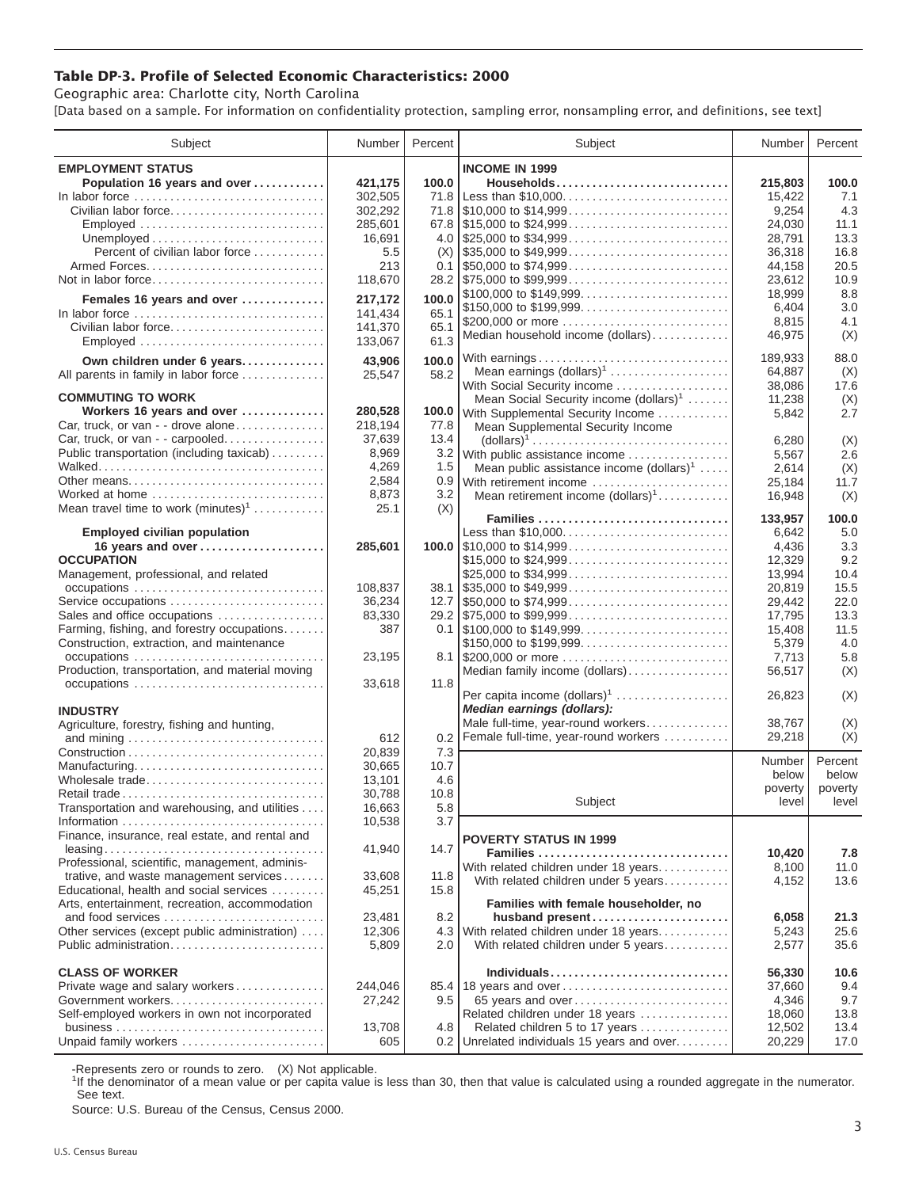# Table DP-3. Profile of Selected Economic Characteristics: 2000

Geographic area: Charlotte city, North Carolina

[Data based on a sample. For information on confidentiality protection, sampling error, nonsampling error, and definitions, see text]

| Subject | Number | Percent |
|---|---|---|
| **EMPLOYMENT STATUS** | | |
| **Population 16 years and over** | **421,175** | **100.0** |
| In labor force | 302,505 | 71.8 |
| Civilian labor force | 302,292 | 71.8 |
| Employed | 285,601 | 67.8 |
| Unemployed | 16,691 | 4.0 |
| Percent of civilian labor force | 5.5 | (X) |
| Armed Forces | 213 | 0.1 |
| Not in labor force | 118,670 | 28.2 |
| **Females 16 years and over** | **217,172** | **100.0** |
| In labor force | 141,434 | 65.1 |
| Civilian labor force | 141,370 | 65.1 |
| Employed | 133,067 | 61.3 |
| **Own children under 6 years** | **43,906** | **100.0** |
| All parents in family in labor force | 25,547 | 58.2 |
| **COMMUTING TO WORK** | | |
| **Workers 16 years and over** | **280,528** | **100.0** |
| Car, truck, or van - - drove alone | 218,194 | 77.8 |
| Car, truck, or van - - carpooled | 37,639 | 13.4 |
| Public transportation (including taxicab) | 8,969 | 3.2 |
| Walked | 4,269 | 1.5 |
| Other means | 2,584 | 0.9 |
| Worked at home | 8,873 | 3.2 |
| Mean travel time to work (minutes)[1] | 25.1 | (X) |
| **Employed civilian population 16 years and over** | **285,601** | **100.0** |
| **OCCUPATION** | | |
| Management, professional, and related occupations | 108,837 | 38.1 |
| Service occupations | 36,234 | 12.7 |
| Sales and office occupations | 83,330 | 29.2 |
| Farming, fishing, and forestry occupations | 387 | 0.1 |
| Construction, extraction, and maintenance occupations | 23,195 | 8.1 |
| Production, transportation, and material moving occupations | 33,618 | 11.8 |
| **INDUSTRY** | | |
| Agriculture, forestry, fishing and hunting, and mining | 612 | 0.2 |
| Construction | 20,839 | 7.3 |
| Manufacturing | 30,665 | 10.7 |
| Wholesale trade | 13,101 | 4.6 |
| Retail trade | 30,788 | 10.8 |
| Transportation and warehousing, and utilities | 16,663 | 5.8 |
| Information | 10,538 | 3.7 |
| Finance, insurance, real estate, and rental and leasing | 41,940 | 14.7 |
| Professional, scientific, management, administrative, and waste management services | 33,608 | 11.8 |
| Educational, health and social services | 45,251 | 15.8 |
| Arts, entertainment, recreation, accommodation and food services | 23,481 | 8.2 |
| Other services (except public administration) | 12,306 | 4.3 |
| Public administration | 5,809 | 2.0 |
| **CLASS OF WORKER** | | |
| Private wage and salary workers | 244,046 | 85.4 |
| Government workers | 27,242 | 9.5 |
| Self-employed workers in own not incorporated business | 13,708 | 4.8 |
| Unpaid family workers | 605 | 0.2 |

| Subject | Number | Percent |
|---|---|---|
| **INCOME IN 1999** | | |
| **Households** | **215,803** | **100.0** |
| Less than $10,000 | 15,422 | 7.1 |
| $10,000 to $14,999 | 9,254 | 4.3 |
| $15,000 to $24,999 | 24,030 | 11.1 |
| $25,000 to $34,999 | 28,791 | 13.3 |
| $35,000 to $49,999 | 36,318 | 16.8 |
| $50,000 to $74,999 | 44,158 | 20.5 |
| $75,000 to $99,999 | 23,612 | 10.9 |
| $100,000 to $149,999 | 18,999 | 8.8 |
| $150,000 to $199,999 | 6,404 | 3.0 |
| $200,000 or more | 8,815 | 4.1 |
| Median household income (dollars) | 46,975 | (X) |
| With earnings | 189,933 | 88.0 |
| Mean earnings (dollars)[1] | 64,887 | (X) |
| With Social Security income | 38,086 | 17.6 |
| Mean Social Security income (dollars)[1] | 11,238 | (X) |
| With Supplemental Security Income | 5,842 | 2.7 |
| Mean Supplemental Security Income (dollars)[1] | 6,280 | (X) |
| With public assistance income | 5,567 | 2.6 |
| Mean public assistance income (dollars)[1] | 2,614 | (X) |
| With retirement income | 25,184 | 11.7 |
| Mean retirement income (dollars)[1] | 16,948 | (X) |
| **Families** | **133,957** | **100.0** |
| Less than $10,000 | 6,642 | 5.0 |
| $10,000 to $14,999 | 4,436 | 3.3 |
| $15,000 to $24,999 | 12,329 | 9.2 |
| $25,000 to $34,999 | 13,994 | 10.4 |
| $35,000 to $49,999 | 20,819 | 15.5 |
| $50,000 to $74,999 | 29,442 | 22.0 |
| $75,000 to $99,999 | 17,795 | 13.3 |
| $100,000 to $149,999 | 15,408 | 11.5 |
| $150,000 to $199,999 | 5,379 | 4.0 |
| $200,000 or more | 7,713 | 5.8 |
| Median family income (dollars) | 56,517 | (X) |
| Per capita income (dollars)[1] | 26,823 | (X) |
| ***Median earnings (dollars):*** | | |
| Male full-time, year-round workers | 38,767 | (X) |
| Female full-time, year-round workers | 29,218 | (X) |

| Subject | Number below poverty level | Percent below poverty level |
|---|---|---|
| **POVERTY STATUS IN 1999** | | |
| **Families** | **10,420** | **7.8** |
| With related children under 18 years | 8,100 | 11.0 |
| With related children under 5 years | 4,152 | 13.6 |
| **Families with female householder, no husband present** | **6,058** | **21.3** |
| With related children under 18 years | 5,243 | 25.6 |
| With related children under 5 years | 2,577 | 35.6 |
| **Individuals** | **56,330** | **10.6** |
| 18 years and over | 37,660 | 9.4 |
| 65 years and over | 4,346 | 9.7 |
| Related children under 18 years | 18,060 | 13.8 |
| Related children 5 to 17 years | 12,502 | 13.4 |
| Unrelated individuals 15 years and over | 20,229 | 17.0 |

-Represents zero or rounds to zero. (X) Not applicable.

[1]If the denominator of a mean value or per capita value is less than 30, then that value is calculated using a rounded aggregate in the numerator. See text.

Source: U.S. Bureau of the Census, Census 2000.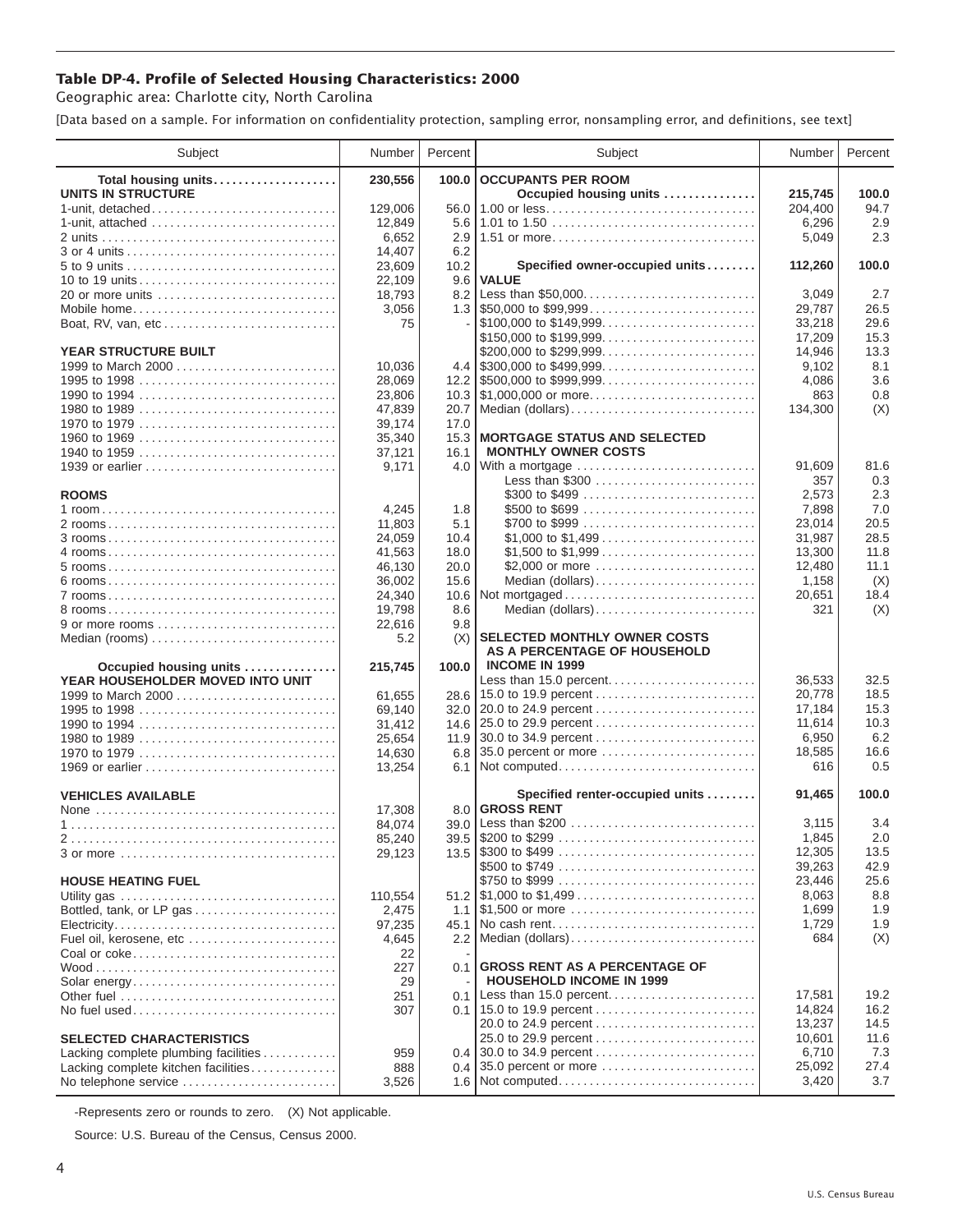## Table DP-4. Profile of Selected Housing Characteristics: 2000

Geographic area: Charlotte city, North Carolina

[Data based on a sample. For information on confidentiality protection, sampling error, nonsampling error, and definitions, see text]

| Subject | Number | Percent | Subject | Number | Percent |
|---|---|---|---|---|---|
| **Total housing units** | **230,556** | **100.0** | **OCCUPANTS PER ROOM** | | |
| **UNITS IN STRUCTURE** | | | **Occupied housing units** | **215,745** | **100.0** |
| 1-unit, detached | 129,006 | 56.0 | 1.00 or less | 204,400 | 94.7 |
| 1-unit, attached | 12,849 | 5.6 | 1.01 to 1.50 | 6,296 | 2.9 |
| 2 units | 6,652 | 2.9 | 1.51 or more | 5,049 | 2.3 |
| 3 or 4 units | 14,407 | 6.2 | | | |
| 5 to 9 units | 23,609 | 10.2 | **Specified owner-occupied units** | **112,260** | **100.0** |
| 10 to 19 units | 22,109 | 9.6 | **VALUE** | | |
| 20 or more units | 18,793 | 8.2 | Less than $50,000 | 3,049 | 2.7 |
| Mobile home | 3,056 | 1.3 | $50,000 to $99,999 | 29,787 | 26.5 |
| Boat, RV, van, etc | 75 | - | $100,000 to $149,999 | 33,218 | 29.6 |
| | | | $150,000 to $199,999 | 17,209 | 15.3 |
| **YEAR STRUCTURE BUILT** | | | $200,000 to $299,999 | 14,946 | 13.3 |
| 1999 to March 2000 | 10,036 | 4.4 | $300,000 to $499,999 | 9,102 | 8.1 |
| 1995 to 1998 | 28,069 | 12.2 | $500,000 to $999,999 | 4,086 | 3.6 |
| 1990 to 1994 | 23,806 | 10.3 | $1,000,000 or more | 863 | 0.8 |
| 1980 to 1989 | 47,839 | 20.7 | Median (dollars) | 134,300 | (X) |
| 1970 to 1979 | 39,174 | 17.0 | | | |
| 1960 to 1969 | 35,340 | 15.3 | **MORTGAGE STATUS AND SELECTED** | | |
| 1940 to 1959 | 37,121 | 16.1 | **MONTHLY OWNER COSTS** | | |
| 1939 or earlier | 9,171 | 4.0 | With a mortgage | 91,609 | 81.6 |
| | | | Less than $300 | 357 | 0.3 |
| **ROOMS** | | | $300 to $499 | 2,573 | 2.3 |
| 1 room | 4,245 | 1.8 | $500 to $699 | 7,898 | 7.0 |
| 2 rooms | 11,803 | 5.1 | $700 to $999 | 23,014 | 20.5 |
| 3 rooms | 24,059 | 10.4 | $1,000 to $1,499 | 31,987 | 28.5 |
| 4 rooms | 41,563 | 18.0 | $1,500 to $1,999 | 13,300 | 11.8 |
| 5 rooms | 46,130 | 20.0 | $2,000 or more | 12,480 | 11.1 |
| 6 rooms | 36,002 | 15.6 | Median (dollars) | 1,158 | (X) |
| 7 rooms | 24,340 | 10.6 | Not mortgaged | 20,651 | 18.4 |
| 8 rooms | 19,798 | 8.6 | Median (dollars) | 321 | (X) |
| 9 or more rooms | 22,616 | 9.8 | | | |
| Median (rooms) | 5.2 | (X) | **SELECTED MONTHLY OWNER COSTS AS A PERCENTAGE OF HOUSEHOLD INCOME IN 1999** | | |
| **Occupied housing units** | **215,745** | **100.0** | | | |
| **YEAR HOUSEHOLDER MOVED INTO UNIT** | | | Less than 15.0 percent | 36,533 | 32.5 |
| 1999 to March 2000 | 61,655 | 28.6 | 15.0 to 19.9 percent | 20,778 | 18.5 |
| 1995 to 1998 | 69,140 | 32.0 | 20.0 to 24.9 percent | 17,184 | 15.3 |
| 1990 to 1994 | 31,412 | 14.6 | 25.0 to 29.9 percent | 11,614 | 10.3 |
| 1980 to 1989 | 25,654 | 11.9 | 30.0 to 34.9 percent | 6,950 | 6.2 |
| 1970 to 1979 | 14,630 | 6.8 | 35.0 percent or more | 18,585 | 16.6 |
| 1969 or earlier | 13,254 | 6.1 | Not computed | 616 | 0.5 |
| | | | | | |
| **VEHICLES AVAILABLE** | | | **Specified renter-occupied units** | **91,465** | **100.0** |
| None | 17,308 | 8.0 | **GROSS RENT** | | |
| 1 | 84,074 | 39.0 | Less than $200 | 3,115 | 3.4 |
| 2 | 85,240 | 39.5 | $200 to $299 | 1,845 | 2.0 |
| 3 or more | 29,123 | 13.5 | $300 to $499 | 12,305 | 13.5 |
| | | | $500 to $749 | 39,263 | 42.9 |
| **HOUSE HEATING FUEL** | | | $750 to $999 | 23,446 | 25.6 |
| Utility gas | 110,554 | 51.2 | $1,000 to $1,499 | 8,063 | 8.8 |
| Bottled, tank, or LP gas | 2,475 | 1.1 | $1,500 or more | 1,699 | 1.9 |
| Electricity | 97,235 | 45.1 | No cash rent | 1,729 | 1.9 |
| Fuel oil, kerosene, etc | 4,645 | 2.2 | Median (dollars) | 684 | (X) |
| Coal or coke | 22 | - | | | |
| Wood | 227 | 0.1 | **GROSS RENT AS A PERCENTAGE OF HOUSEHOLD INCOME IN 1999** | | |
| Solar energy | 29 | - | | | |
| Other fuel | 251 | 0.1 | Less than 15.0 percent | 17,581 | 19.2 |
| No fuel used | 307 | 0.1 | 15.0 to 19.9 percent | 14,824 | 16.2 |
| | | | 20.0 to 24.9 percent | 13,237 | 14.5 |
| **SELECTED CHARACTERISTICS** | | | 25.0 to 29.9 percent | 10,601 | 11.6 |
| Lacking complete plumbing facilities | 959 | 0.4 | 30.0 to 34.9 percent | 6,710 | 7.3 |
| Lacking complete kitchen facilities | 888 | 0.4 | 35.0 percent or more | 25,092 | 27.4 |
| No telephone service | 3,526 | 1.6 | Not computed | 3,420 | 3.7 |

-Represents zero or rounds to zero. (X) Not applicable.

Source: U.S. Bureau of the Census, Census 2000.